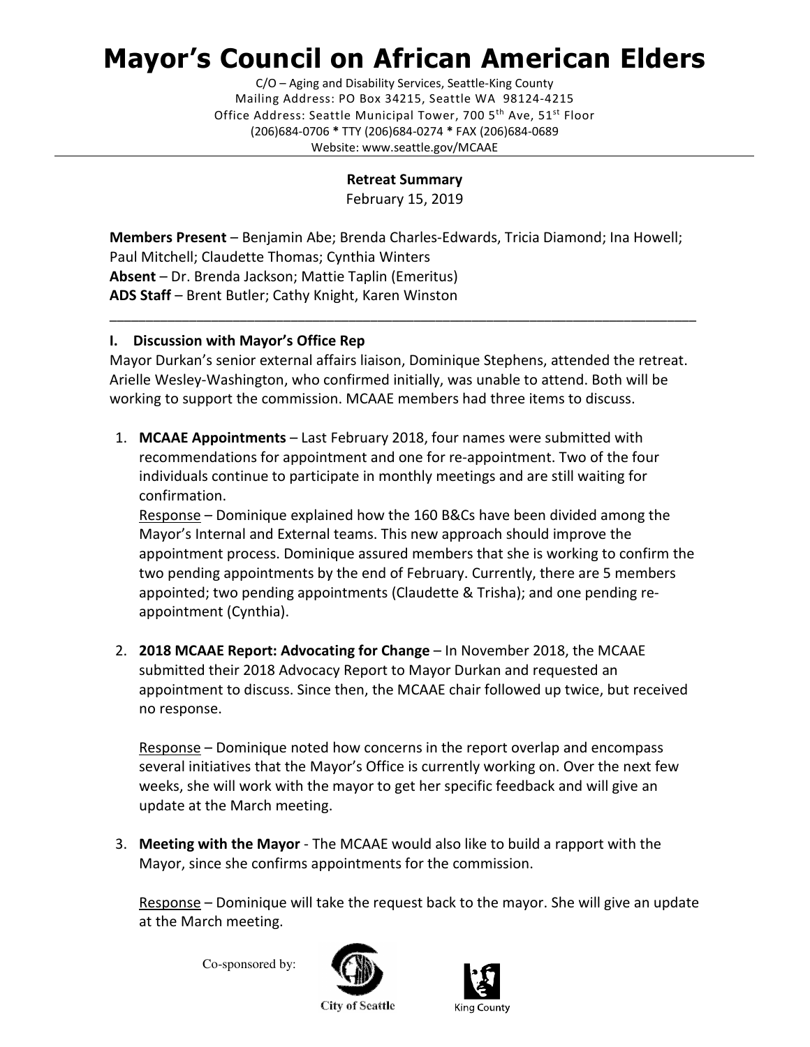# Mayor's Council on African American Elders

C/O – Aging and Disability Services, Seattle-King County
Mailing Address: PO Box 34215, Seattle WA 98124-4215
Office Address: Seattle Municipal Tower, 700 5th Ave, 51st Floor
(206)684-0706 * TTY (206)684-0274 * FAX (206)684-0689
Website: www.seattle.gov/MCAAE

---

**Retreat Summary**
February 15, 2019

**Members Present** – Benjamin Abe; Brenda Charles-Edwards, Tricia Diamond; Ina Howell; Paul Mitchell; Claudette Thomas; Cynthia Winters
**Absent** – Dr. Brenda Jackson; Mattie Taplin (Emeritus)
**ADS Staff** – Brent Butler; Cathy Knight, Karen Winston

---

## I. Discussion with Mayor's Office Rep

Mayor Durkan's senior external affairs liaison, Dominique Stephens, attended the retreat. Arielle Wesley-Washington, who confirmed initially, was unable to attend. Both will be working to support the commission. MCAAE members had three items to discuss.

1. **MCAAE Appointments** – Last February 2018, four names were submitted with recommendations for appointment and one for re-appointment. Two of the four individuals continue to participate in monthly meetings and are still waiting for confirmation.
   Response – Dominique explained how the 160 B&Cs have been divided among the Mayor's Internal and External teams. This new approach should improve the appointment process. Dominique assured members that she is working to confirm the two pending appointments by the end of February. Currently, there are 5 members appointed; two pending appointments (Claudette & Trisha); and one pending re-appointment (Cynthia).

2. **2018 MCAAE Report: Advocating for Change** – In November 2018, the MCAAE submitted their 2018 Advocacy Report to Mayor Durkan and requested an appointment to discuss. Since then, the MCAAE chair followed up twice, but received no response.

   Response – Dominique noted how concerns in the report overlap and encompass several initiatives that the Mayor's Office is currently working on. Over the next few weeks, she will work with the mayor to get her specific feedback and will give an update at the March meeting.

3. **Meeting with the Mayor** - The MCAAE would also like to build a rapport with the Mayor, since she confirms appointments for the commission.

   Response – Dominique will take the request back to the mayor. She will give an update at the March meeting.

Co-sponsored by: City of Seattle, King County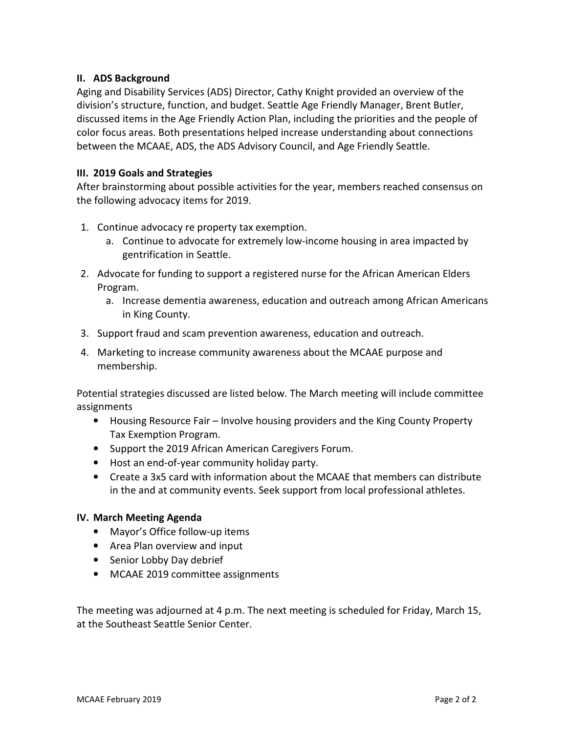## II. ADS Background

Aging and Disability Services (ADS) Director, Cathy Knight provided an overview of the division's structure, function, and budget. Seattle Age Friendly Manager, Brent Butler, discussed items in the Age Friendly Action Plan, including the priorities and the people of color focus areas. Both presentations helped increase understanding about connections between the MCAAE, ADS, the ADS Advisory Council, and Age Friendly Seattle.

## III. 2019 Goals and Strategies

After brainstorming about possible activities for the year, members reached consensus on the following advocacy items for 2019.

1. Continue advocacy re property tax exemption.
   a. Continue to advocate for extremely low-income housing in area impacted by gentrification in Seattle.
2. Advocate for funding to support a registered nurse for the African American Elders Program.
   a. Increase dementia awareness, education and outreach among African Americans in King County.
3. Support fraud and scam prevention awareness, education and outreach.
4. Marketing to increase community awareness about the MCAAE purpose and membership.

Potential strategies discussed are listed below. The March meeting will include committee assignments

- Housing Resource Fair – Involve housing providers and the King County Property Tax Exemption Program.
- Support the 2019 African American Caregivers Forum.
- Host an end-of-year community holiday party.
- Create a 3x5 card with information about the MCAAE that members can distribute in the and at community events. Seek support from local professional athletes.

## IV. March Meeting Agenda

- Mayor's Office follow-up items
- Area Plan overview and input
- Senior Lobby Day debrief
- MCAAE 2019 committee assignments

The meeting was adjourned at 4 p.m. The next meeting is scheduled for Friday, March 15, at the Southeast Seattle Senior Center.